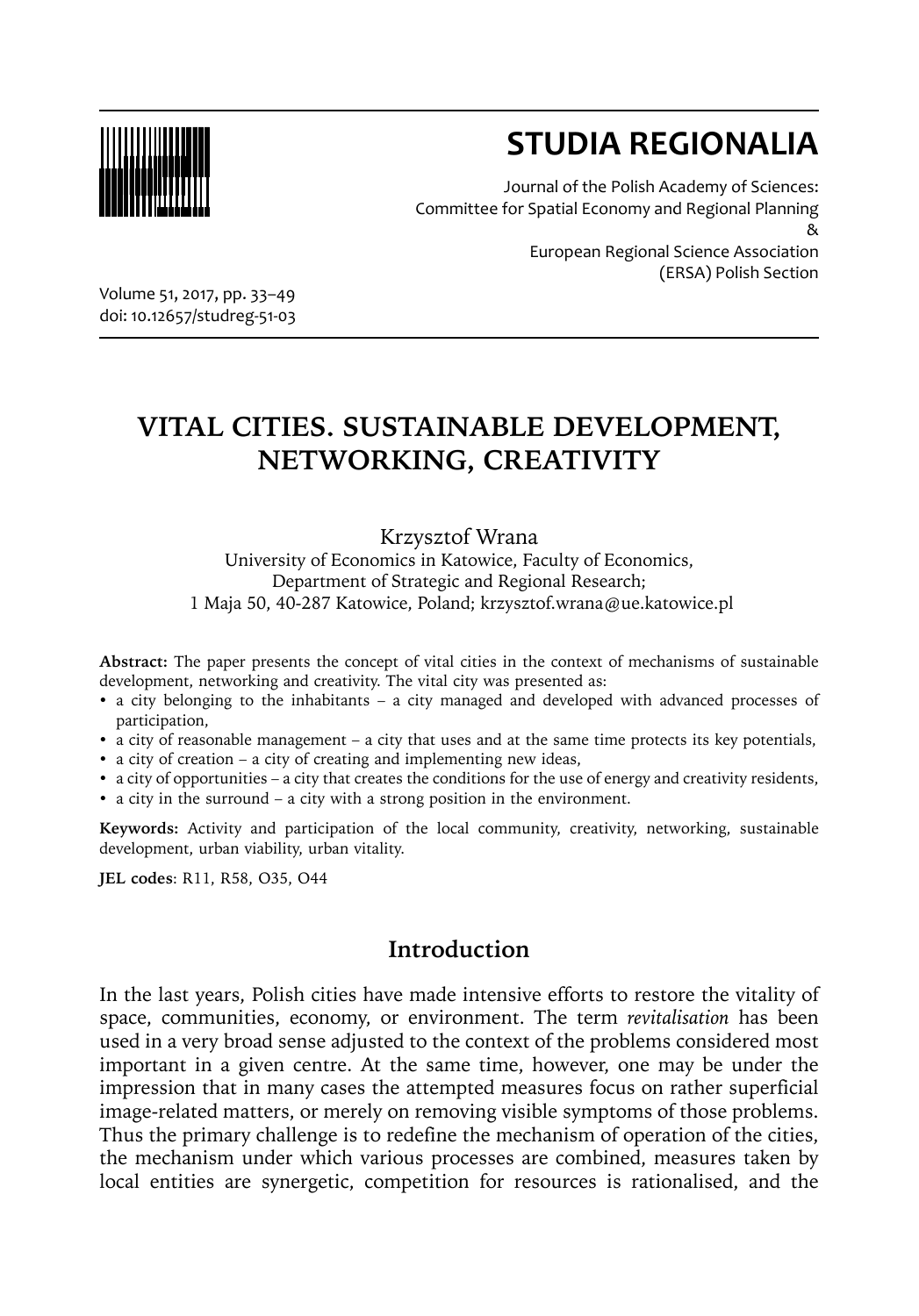# STUDIA REGIONALIA

Journal of the Polish Academy of Sciences:
Committee for Spatial Economy and Regional Planning
&
European Regional Science Association
(ERSA) Polish Section

Volume 51, 2017, pp. 33–49
doi: 10.12657/studreg-51-03

# VITAL CITIES. SUSTAINABLE DEVELOPMENT, NETWORKING, CREATIVITY

Krzysztof Wrana
University of Economics in Katowice, Faculty of Economics,
Department of Strategic and Regional Research;
1 Maja 50, 40-287 Katowice, Poland; krzysztof.wrana@ue.katowice.pl

**Abstract:** The paper presents the concept of vital cities in the context of mechanisms of sustainable development, networking and creativity. The vital city was presented as:

- a city belonging to the inhabitants – a city managed and developed with advanced processes of participation,
- a city of reasonable management – a city that uses and at the same time protects its key potentials,
- a city of creation – a city of creating and implementing new ideas,
- a city of opportunities – a city that creates the conditions for the use of energy and creativity residents,
- a city in the surround – a city with a strong position in the environment.

**Keywords:** Activity and participation of the local community, creativity, networking, sustainable development, urban viability, urban vitality.

**JEL codes**: R11, R58, O35, O44

## Introduction

In the last years, Polish cities have made intensive efforts to restore the vitality of space, communities, economy, or environment. The term *revitalisation* has been used in a very broad sense adjusted to the context of the problems considered most important in a given centre. At the same time, however, one may be under the impression that in many cases the attempted measures focus on rather superficial image-related matters, or merely on removing visible symptoms of those problems. Thus the primary challenge is to redefine the mechanism of operation of the cities, the mechanism under which various processes are combined, measures taken by local entities are synergetic, competition for resources is rationalised, and the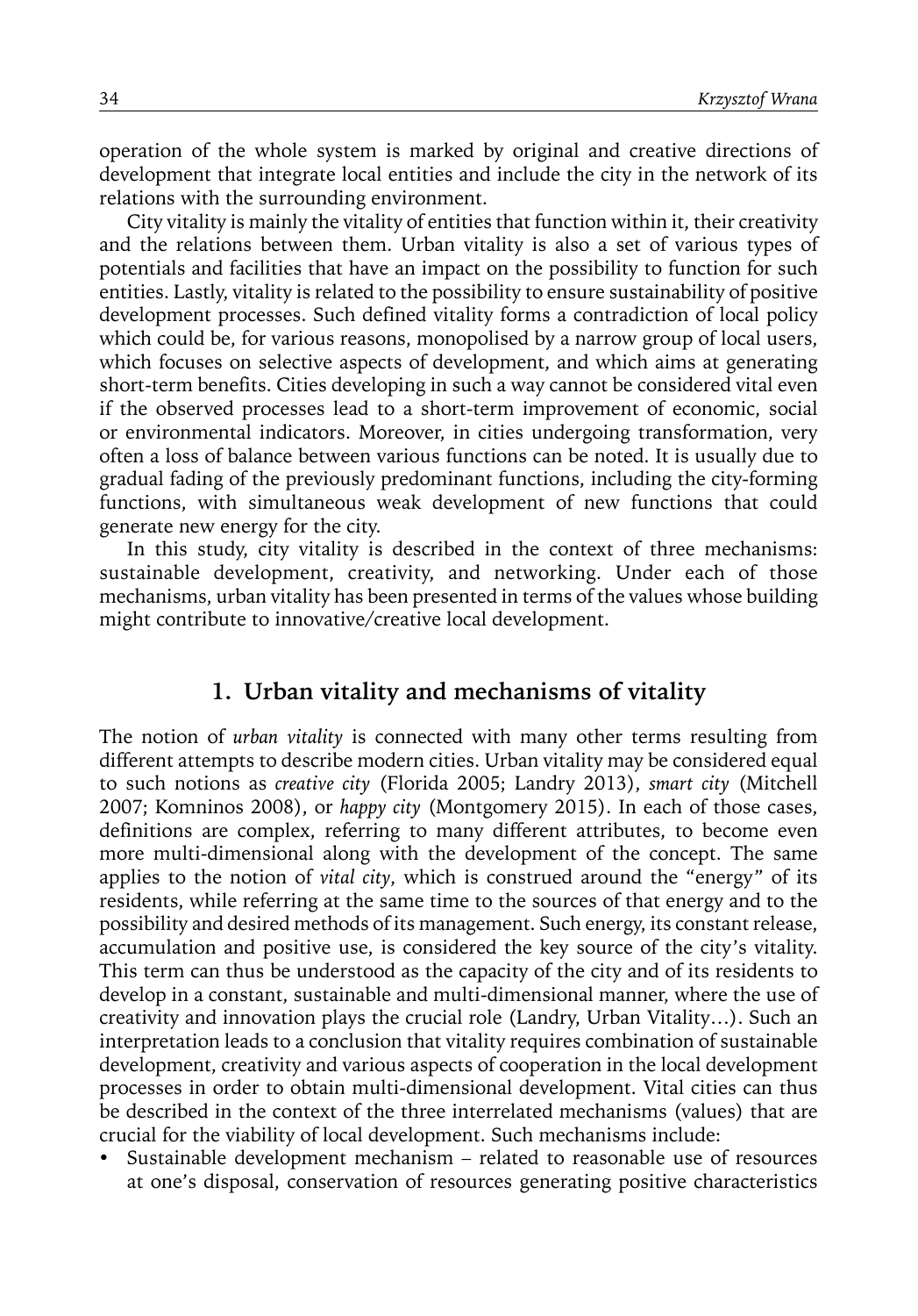operation of the whole system is marked by original and creative directions of development that integrate local entities and include the city in the network of its relations with the surrounding environment.

City vitality is mainly the vitality of entities that function within it, their creativity and the relations between them. Urban vitality is also a set of various types of potentials and facilities that have an impact on the possibility to function for such entities. Lastly, vitality is related to the possibility to ensure sustainability of positive development processes. Such defined vitality forms a contradiction of local policy which could be, for various reasons, monopolised by a narrow group of local users, which focuses on selective aspects of development, and which aims at generating short-term benefits. Cities developing in such a way cannot be considered vital even if the observed processes lead to a short-term improvement of economic, social or environmental indicators. Moreover, in cities undergoing transformation, very often a loss of balance between various functions can be noted. It is usually due to gradual fading of the previously predominant functions, including the city-forming functions, with simultaneous weak development of new functions that could generate new energy for the city.

In this study, city vitality is described in the context of three mechanisms: sustainable development, creativity, and networking. Under each of those mechanisms, urban vitality has been presented in terms of the values whose building might contribute to innovative/creative local development.

## 1. Urban vitality and mechanisms of vitality

The notion of *urban vitality* is connected with many other terms resulting from different attempts to describe modern cities. Urban vitality may be considered equal to such notions as *creative city* (Florida 2005; Landry 2013), *smart city* (Mitchell 2007; Komninos 2008), or *happy city* (Montgomery 2015). In each of those cases, definitions are complex, referring to many different attributes, to become even more multi-dimensional along with the development of the concept. The same applies to the notion of *vital city*, which is construed around the "energy" of its residents, while referring at the same time to the sources of that energy and to the possibility and desired methods of its management. Such energy, its constant release, accumulation and positive use, is considered the key source of the city's vitality. This term can thus be understood as the capacity of the city and of its residents to develop in a constant, sustainable and multi-dimensional manner, where the use of creativity and innovation plays the crucial role (Landry, Urban Vitality…). Such an interpretation leads to a conclusion that vitality requires combination of sustainable development, creativity and various aspects of cooperation in the local development processes in order to obtain multi-dimensional development. Vital cities can thus be described in the context of the three interrelated mechanisms (values) that are crucial for the viability of local development. Such mechanisms include:

- Sustainable development mechanism – related to reasonable use of resources at one's disposal, conservation of resources generating positive characteristics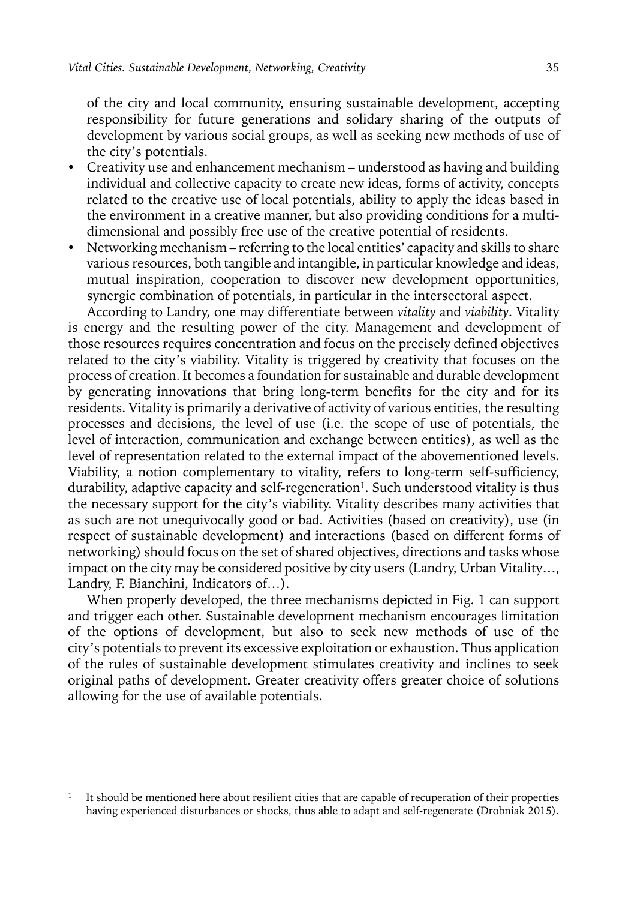of the city and local community, ensuring sustainable development, accepting responsibility for future generations and solidary sharing of the outputs of development by various social groups, as well as seeking new methods of use of the city's potentials.

- Creativity use and enhancement mechanism – understood as having and building individual and collective capacity to create new ideas, forms of activity, concepts related to the creative use of local potentials, ability to apply the ideas based in the environment in a creative manner, but also providing conditions for a multi-dimensional and possibly free use of the creative potential of residents.
- Networking mechanism – referring to the local entities' capacity and skills to share various resources, both tangible and intangible, in particular knowledge and ideas, mutual inspiration, cooperation to discover new development opportunities, synergic combination of potentials, in particular in the intersectoral aspect.

According to Landry, one may differentiate between *vitality* and *viability*. Vitality is energy and the resulting power of the city. Management and development of those resources requires concentration and focus on the precisely defined objectives related to the city's viability. Vitality is triggered by creativity that focuses on the process of creation. It becomes a foundation for sustainable and durable development by generating innovations that bring long-term benefits for the city and for its residents. Vitality is primarily a derivative of activity of various entities, the resulting processes and decisions, the level of use (i.e. the scope of use of potentials, the level of interaction, communication and exchange between entities), as well as the level of representation related to the external impact of the abovementioned levels. Viability, a notion complementary to vitality, refers to long-term self-sufficiency, durability, adaptive capacity and self-regeneration[1]. Such understood vitality is thus the necessary support for the city's viability. Vitality describes many activities that as such are not unequivocally good or bad. Activities (based on creativity), use (in respect of sustainable development) and interactions (based on different forms of networking) should focus on the set of shared objectives, directions and tasks whose impact on the city may be considered positive by city users (Landry, Urban Vitality…, Landry, F. Bianchini, Indicators of…).

When properly developed, the three mechanisms depicted in Fig. 1 can support and trigger each other. Sustainable development mechanism encourages limitation of the options of development, but also to seek new methods of use of the city's potentials to prevent its excessive exploitation or exhaustion. Thus application of the rules of sustainable development stimulates creativity and inclines to seek original paths of development. Greater creativity offers greater choice of solutions allowing for the use of available potentials.

---

[1] It should be mentioned here about resilient cities that are capable of recuperation of their properties having experienced disturbances or shocks, thus able to adapt and self-regenerate (Drobniak 2015).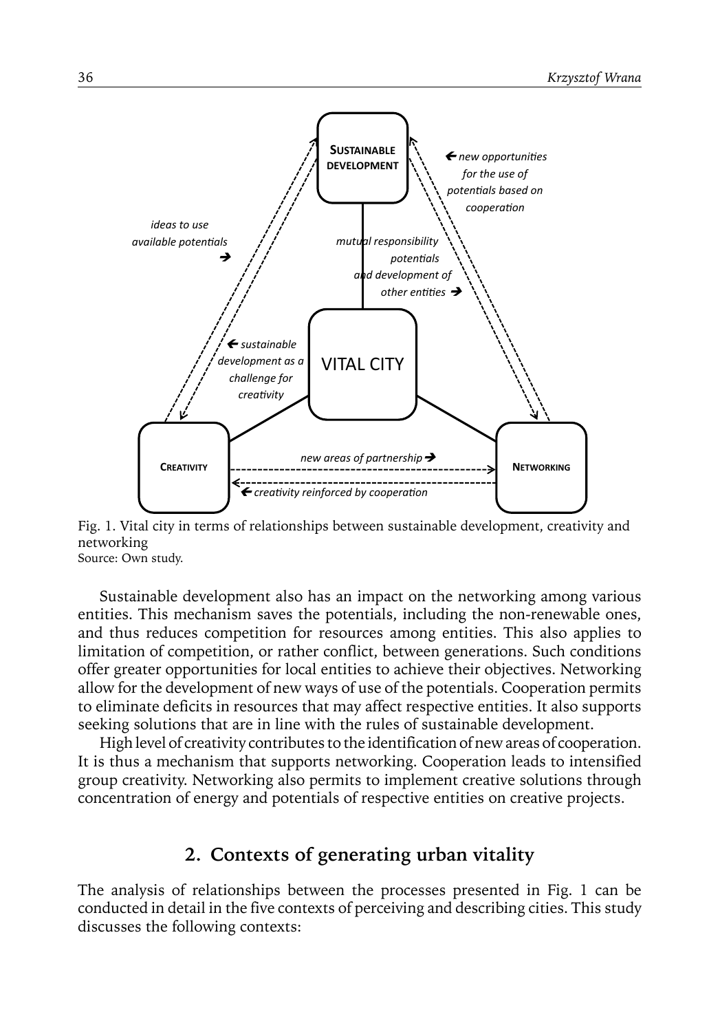Fig. 1. Vital city in terms of relationships between sustainable development, creativity and networking
Source: Own study.

Sustainable development also has an impact on the networking among various entities. This mechanism saves the potentials, including the non-renewable ones, and thus reduces competition for resources among entities. This also applies to limitation of competition, or rather conflict, between generations. Such conditions offer greater opportunities for local entities to achieve their objectives. Networking allow for the development of new ways of use of the potentials. Cooperation permits to eliminate deficits in resources that may affect respective entities. It also supports seeking solutions that are in line with the rules of sustainable development.

High level of creativity contributes to the identification of new areas of cooperation. It is thus a mechanism that supports networking. Cooperation leads to intensified group creativity. Networking also permits to implement creative solutions through concentration of energy and potentials of respective entities on creative projects.

## 2. Contexts of generating urban vitality

The analysis of relationships between the processes presented in Fig. 1 can be conducted in detail in the five contexts of perceiving and describing cities. This study discusses the following contexts: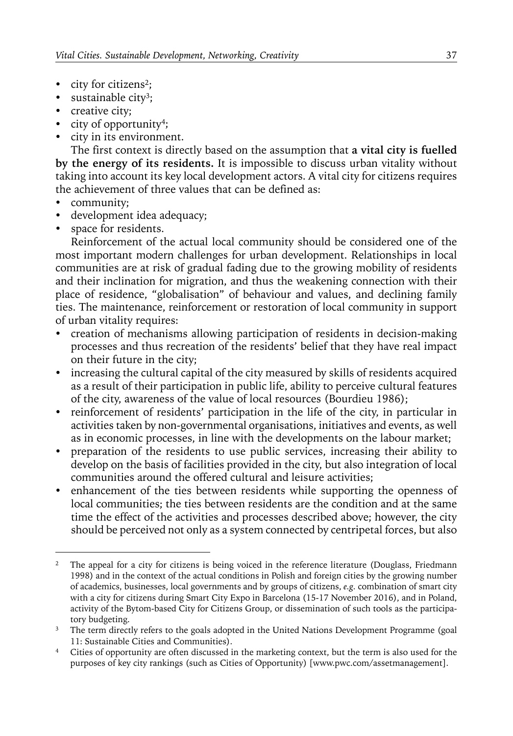- city for citizens[2];
- sustainable city[3];
- creative city;
- city of opportunity[4];
- city in its environment.

The first context is directly based on the assumption that **a vital city is fuelled by the energy of its residents.** It is impossible to discuss urban vitality without taking into account its key local development actors. A vital city for citizens requires the achievement of three values that can be defined as:

- community;
- development idea adequacy;
- space for residents.

Reinforcement of the actual local community should be considered one of the most important modern challenges for urban development. Relationships in local communities are at risk of gradual fading due to the growing mobility of residents and their inclination for migration, and thus the weakening connection with their place of residence, "globalisation" of behaviour and values, and declining family ties. The maintenance, reinforcement or restoration of local community in support of urban vitality requires:

- creation of mechanisms allowing participation of residents in decision-making processes and thus recreation of the residents' belief that they have real impact on their future in the city;
- increasing the cultural capital of the city measured by skills of residents acquired as a result of their participation in public life, ability to perceive cultural features of the city, awareness of the value of local resources (Bourdieu 1986);
- reinforcement of residents' participation in the life of the city, in particular in activities taken by non-governmental organisations, initiatives and events, as well as in economic processes, in line with the developments on the labour market;
- preparation of the residents to use public services, increasing their ability to develop on the basis of facilities provided in the city, but also integration of local communities around the offered cultural and leisure activities;
- enhancement of the ties between residents while supporting the openness of local communities; the ties between residents are the condition and at the same time the effect of the activities and processes described above; however, the city should be perceived not only as a system connected by centripetal forces, but also

---

[2] The appeal for a city for citizens is being voiced in the reference literature (Douglass, Friedmann 1998) and in the context of the actual conditions in Polish and foreign cities by the growing number of academics, businesses, local governments and by groups of citizens, *e.g.* combination of smart city with a city for citizens during Smart City Expo in Barcelona (15-17 November 2016), and in Poland, activity of the Bytom-based City for Citizens Group, or dissemination of such tools as the participatory budgeting.

[3] The term directly refers to the goals adopted in the United Nations Development Programme (goal 11: Sustainable Cities and Communities).

[4] Cities of opportunity are often discussed in the marketing context, but the term is also used for the purposes of key city rankings (such as Cities of Opportunity) [www.pwc.com/assetmanagement].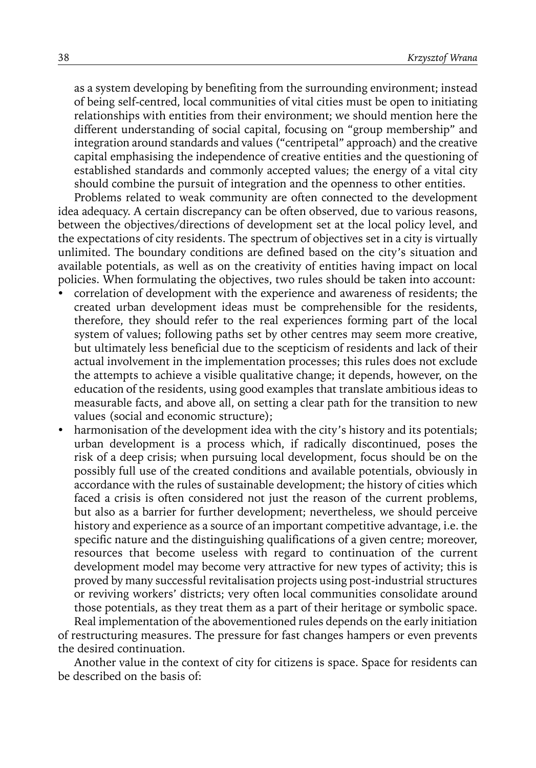as a system developing by benefiting from the surrounding environment; instead of being self-centred, local communities of vital cities must be open to initiating relationships with entities from their environment; we should mention here the different understanding of social capital, focusing on "group membership" and integration around standards and values ("centripetal" approach) and the creative capital emphasising the independence of creative entities and the questioning of established standards and commonly accepted values; the energy of a vital city should combine the pursuit of integration and the openness to other entities.

Problems related to weak community are often connected to the development idea adequacy. A certain discrepancy can be often observed, due to various reasons, between the objectives/directions of development set at the local policy level, and the expectations of city residents. The spectrum of objectives set in a city is virtually unlimited. The boundary conditions are defined based on the city's situation and available potentials, as well as on the creativity of entities having impact on local policies. When formulating the objectives, two rules should be taken into account:

- correlation of development with the experience and awareness of residents; the created urban development ideas must be comprehensible for the residents, therefore, they should refer to the real experiences forming part of the local system of values; following paths set by other centres may seem more creative, but ultimately less beneficial due to the scepticism of residents and lack of their actual involvement in the implementation processes; this rules does not exclude the attempts to achieve a visible qualitative change; it depends, however, on the education of the residents, using good examples that translate ambitious ideas to measurable facts, and above all, on setting a clear path for the transition to new values (social and economic structure);
- harmonisation of the development idea with the city's history and its potentials; urban development is a process which, if radically discontinued, poses the risk of a deep crisis; when pursuing local development, focus should be on the possibly full use of the created conditions and available potentials, obviously in accordance with the rules of sustainable development; the history of cities which faced a crisis is often considered not just the reason of the current problems, but also as a barrier for further development; nevertheless, we should perceive history and experience as a source of an important competitive advantage, i.e. the specific nature and the distinguishing qualifications of a given centre; moreover, resources that become useless with regard to continuation of the current development model may become very attractive for new types of activity; this is proved by many successful revitalisation projects using post-industrial structures or reviving workers' districts; very often local communities consolidate around those potentials, as they treat them as a part of their heritage or symbolic space.

Real implementation of the abovementioned rules depends on the early initiation of restructuring measures. The pressure for fast changes hampers or even prevents the desired continuation.

Another value in the context of city for citizens is space. Space for residents can be described on the basis of: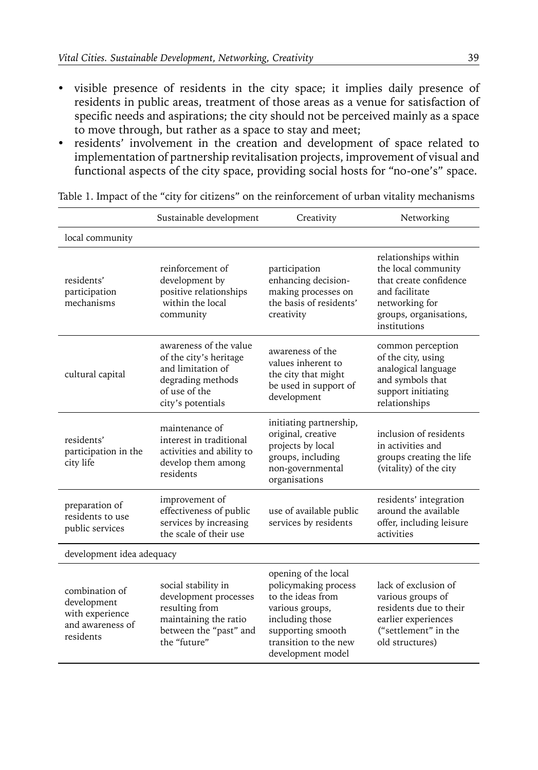- visible presence of residents in the city space; it implies daily presence of residents in public areas, treatment of those areas as a venue for satisfaction of specific needs and aspirations; the city should not be perceived mainly as a space to move through, but rather as a space to stay and meet;
- residents' involvement in the creation and development of space related to implementation of partnership revitalisation projects, improvement of visual and functional aspects of the city space, providing social hosts for "no-one's" space.

Table 1. Impact of the "city for citizens" on the reinforcement of urban vitality mechanisms

| | Sustainable development | Creativity | Networking |
|---|---|---|---|
| local community | | | |
| residents' participation mechanisms | reinforcement of development by positive relationships within the local community | participation enhancing decision-making processes on the basis of residents' creativity | relationships within the local community that create confidence and facilitate networking for groups, organisations, institutions |
| cultural capital | awareness of the value of the city's heritage and limitation of degrading methods of use of the city's potentials | awareness of the values inherent to the city that might be used in support of development | common perception of the city, using analogical language and symbols that support initiating relationships |
| residents' participation in the city life | maintenance of interest in traditional activities and ability to develop them among residents | initiating partnership, original, creative projects by local groups, including non-governmental organisations | inclusion of residents in activities and groups creating the life (vitality) of the city |
| preparation of residents to use public services | improvement of effectiveness of public services by increasing the scale of their use | use of available public services by residents | residents' integration around the available offer, including leisure activities |
| development idea adequacy | | | |
| combination of development with experience and awareness of residents | social stability in development processes resulting from maintaining the ratio between the "past" and the "future" | opening of the local policymaking process to the ideas from various groups, including those supporting smooth transition to the new development model | lack of exclusion of various groups of residents due to their earlier experiences ("settlement" in the old structures) |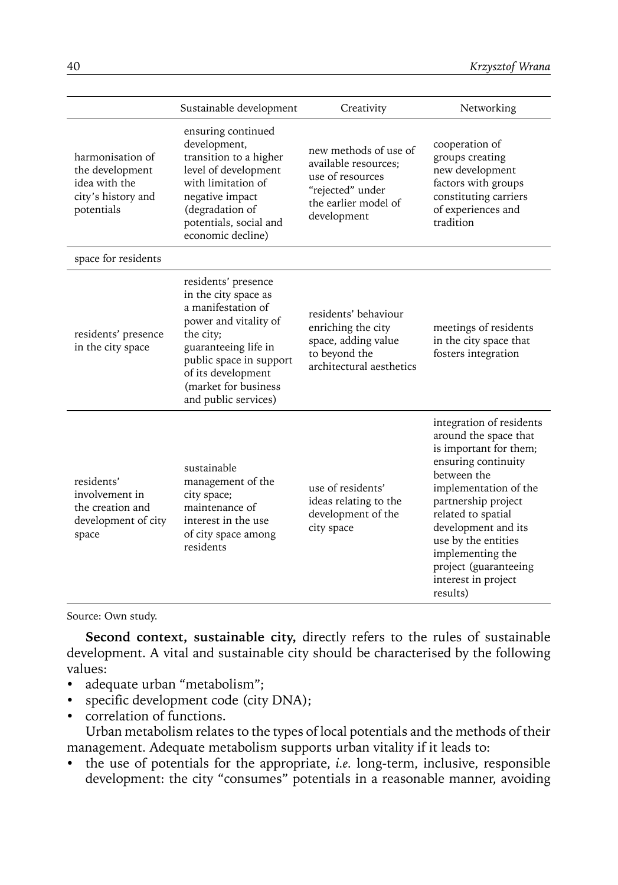|  | Sustainable development | Creativity | Networking |
|---|---|---|---|
| harmonisation of the development idea with the city's history and potentials | ensuring continued development, transition to a higher level of development with limitation of negative impact (degradation of potentials, social and economic decline) | new methods of use of available resources; use of resources "rejected" under the earlier model of development | cooperation of groups creating new development factors with groups constituting carriers of experiences and tradition |
| space for residents |  |  |  |
| residents' presence in the city space | residents' presence in the city space as a manifestation of power and vitality of the city; guaranteeing life in public space in support of its development (market for business and public services) | residents' behaviour enriching the city space, adding value to beyond the architectural aesthetics | meetings of residents in the city space that fosters integration |
| residents' involvement in the creation and development of city space | sustainable management of the city space; maintenance of interest in the use of city space among residents | use of residents' ideas relating to the development of the city space | integration of residents around the space that is important for them; ensuring continuity between the implementation of the partnership project related to spatial development and its use by the entities implementing the project (guaranteeing interest in project results) |

Source: Own study.

**Second context, sustainable city,** directly refers to the rules of sustainable development. A vital and sustainable city should be characterised by the following values:

- adequate urban "metabolism";
- specific development code (city DNA);
- correlation of functions.

Urban metabolism relates to the types of local potentials and the methods of their management. Adequate metabolism supports urban vitality if it leads to:

- the use of potentials for the appropriate, *i.e.* long-term, inclusive, responsible development: the city "consumes" potentials in a reasonable manner, avoiding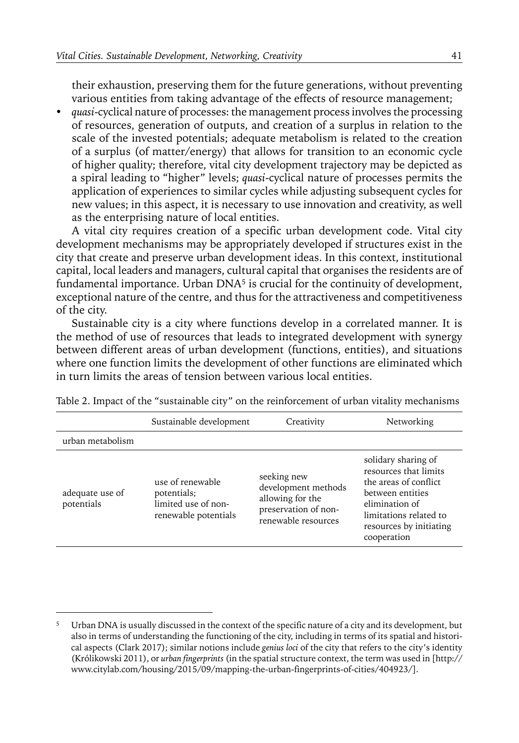their exhaustion, preserving them for the future generations, without preventing various entities from taking advantage of the effects of resource management;

- *quasi*-cyclical nature of processes: the management process involves the processing of resources, generation of outputs, and creation of a surplus in relation to the scale of the invested potentials; adequate metabolism is related to the creation of a surplus (of matter/energy) that allows for transition to an economic cycle of higher quality; therefore, vital city development trajectory may be depicted as a spiral leading to "higher" levels; *quasi*-cyclical nature of processes permits the application of experiences to similar cycles while adjusting subsequent cycles for new values; in this aspect, it is necessary to use innovation and creativity, as well as the enterprising nature of local entities.

A vital city requires creation of a specific urban development code. Vital city development mechanisms may be appropriately developed if structures exist in the city that create and preserve urban development ideas. In this context, institutional capital, local leaders and managers, cultural capital that organises the residents are of fundamental importance. Urban DNA[5] is crucial for the continuity of development, exceptional nature of the centre, and thus for the attractiveness and competitiveness of the city.

Sustainable city is a city where functions develop in a correlated manner. It is the method of use of resources that leads to integrated development with synergy between different areas of urban development (functions, entities), and situations where one function limits the development of other functions are eliminated which in turn limits the areas of tension between various local entities.

Table 2. Impact of the "sustainable city" on the reinforcement of urban vitality mechanisms

| | Sustainable development | Creativity | Networking |
|---|---|---|---|
| urban metabolism | | | |
| adequate use of potentials | use of renewable potentials; limited use of non-renewable potentials | seeking new development methods allowing for the preservation of non-renewable resources | solidary sharing of resources that limits the areas of conflict between entities elimination of limitations related to resources by initiating cooperation |

[5] Urban DNA is usually discussed in the context of the specific nature of a city and its development, but also in terms of understanding the functioning of the city, including in terms of its spatial and historical aspects (Clark 2017); similar notions include *genius loci* of the city that refers to the city's identity (Królikowski 2011), or *urban fingerprints* (in the spatial structure context, the term was used in [http://www.citylab.com/housing/2015/09/mapping-the-urban-fingerprints-of-cities/404923/].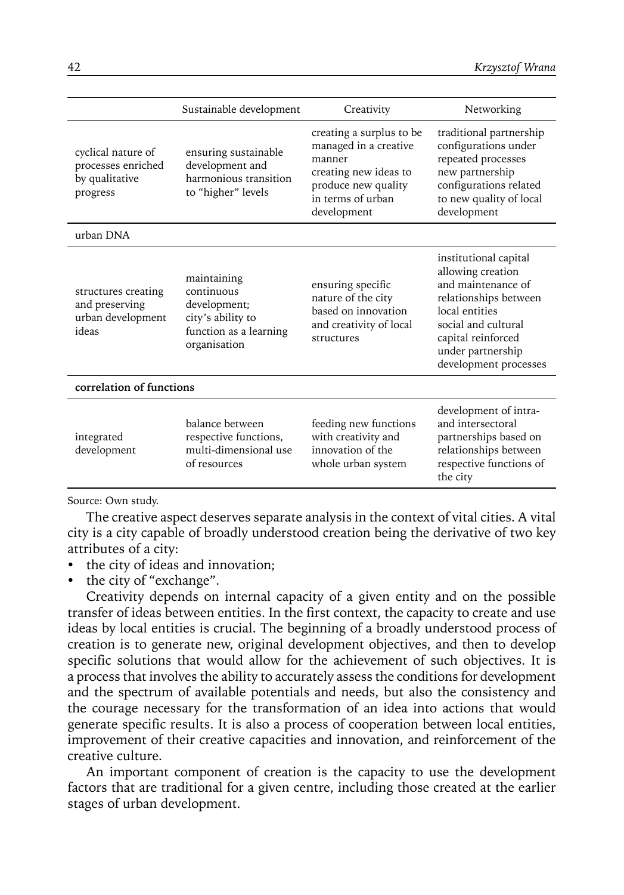| | Sustainable development | Creativity | Networking |
|---|---|---|---|
| cyclical nature of processes enriched by qualitative progress | ensuring sustainable development and harmonious transition to "higher" levels | creating a surplus to be managed in a creative manner creating new ideas to produce new quality in terms of urban development | traditional partnership configurations under repeated processes new partnership configurations related to new quality of local development |
| urban DNA | | | |
| structures creating and preserving urban development ideas | maintaining continuous development; city's ability to function as a learning organisation | ensuring specific nature of the city based on innovation and creativity of local structures | institutional capital allowing creation and maintenance of relationships between local entities social and cultural capital reinforced under partnership development processes |
| **correlation of functions** | | | |
| integrated development | balance between respective functions, multi-dimensional use of resources | feeding new functions with creativity and innovation of the whole urban system | development of intra- and intersectoral partnerships based on relationships between respective functions of the city |

Source: Own study.

The creative aspect deserves separate analysis in the context of vital cities. A vital city is a city capable of broadly understood creation being the derivative of two key attributes of a city:

- the city of ideas and innovation;
- the city of "exchange".

Creativity depends on internal capacity of a given entity and on the possible transfer of ideas between entities. In the first context, the capacity to create and use ideas by local entities is crucial. The beginning of a broadly understood process of creation is to generate new, original development objectives, and then to develop specific solutions that would allow for the achievement of such objectives. It is a process that involves the ability to accurately assess the conditions for development and the spectrum of available potentials and needs, but also the consistency and the courage necessary for the transformation of an idea into actions that would generate specific results. It is also a process of cooperation between local entities, improvement of their creative capacities and innovation, and reinforcement of the creative culture.

An important component of creation is the capacity to use the development factors that are traditional for a given centre, including those created at the earlier stages of urban development.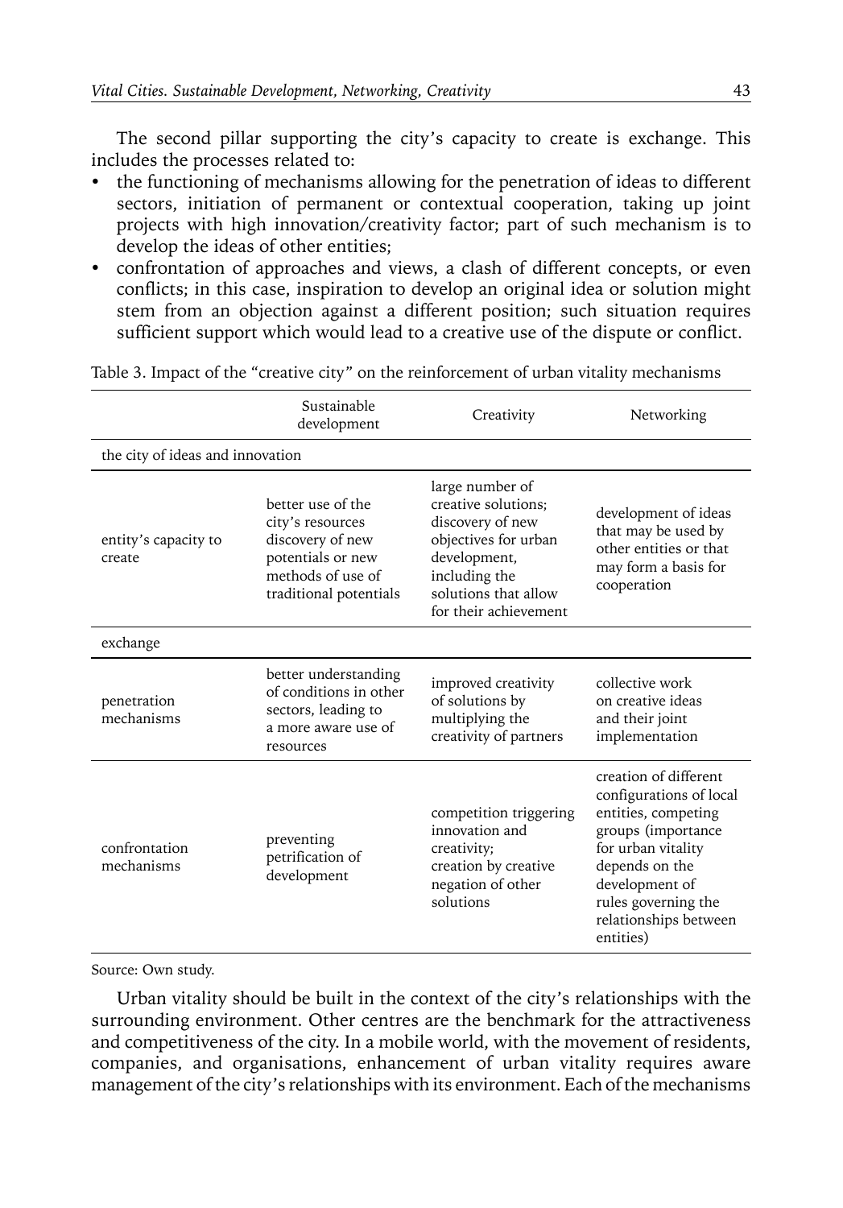The second pillar supporting the city's capacity to create is exchange. This includes the processes related to:

- the functioning of mechanisms allowing for the penetration of ideas to different sectors, initiation of permanent or contextual cooperation, taking up joint projects with high innovation/creativity factor; part of such mechanism is to develop the ideas of other entities;
- confrontation of approaches and views, a clash of different concepts, or even conflicts; in this case, inspiration to develop an original idea or solution might stem from an objection against a different position; such situation requires sufficient support which would lead to a creative use of the dispute or conflict.

Table 3. Impact of the "creative city" on the reinforcement of urban vitality mechanisms

| | Sustainable development | Creativity | Networking |
|---|---|---|---|
| the city of ideas and innovation | | | |
| entity's capacity to create | better use of the city's resources discovery of new potentials or new methods of use of traditional potentials | large number of creative solutions; discovery of new objectives for urban development, including the solutions that allow for their achievement | development of ideas that may be used by other entities or that may form a basis for cooperation |
| exchange | | | |
| penetration mechanisms | better understanding of conditions in other sectors, leading to a more aware use of resources | improved creativity of solutions by multiplying the creativity of partners | collective work on creative ideas and their joint implementation |
| confrontation mechanisms | preventing petrification of development | competition triggering innovation and creativity; creation by creative negation of other solutions | creation of different configurations of local entities, competing groups (importance for urban vitality depends on the development of rules governing the relationships between entities) |

Source: Own study.

Urban vitality should be built in the context of the city's relationships with the surrounding environment. Other centres are the benchmark for the attractiveness and competitiveness of the city. In a mobile world, with the movement of residents, companies, and organisations, enhancement of urban vitality requires aware management of the city's relationships with its environment. Each of the mechanisms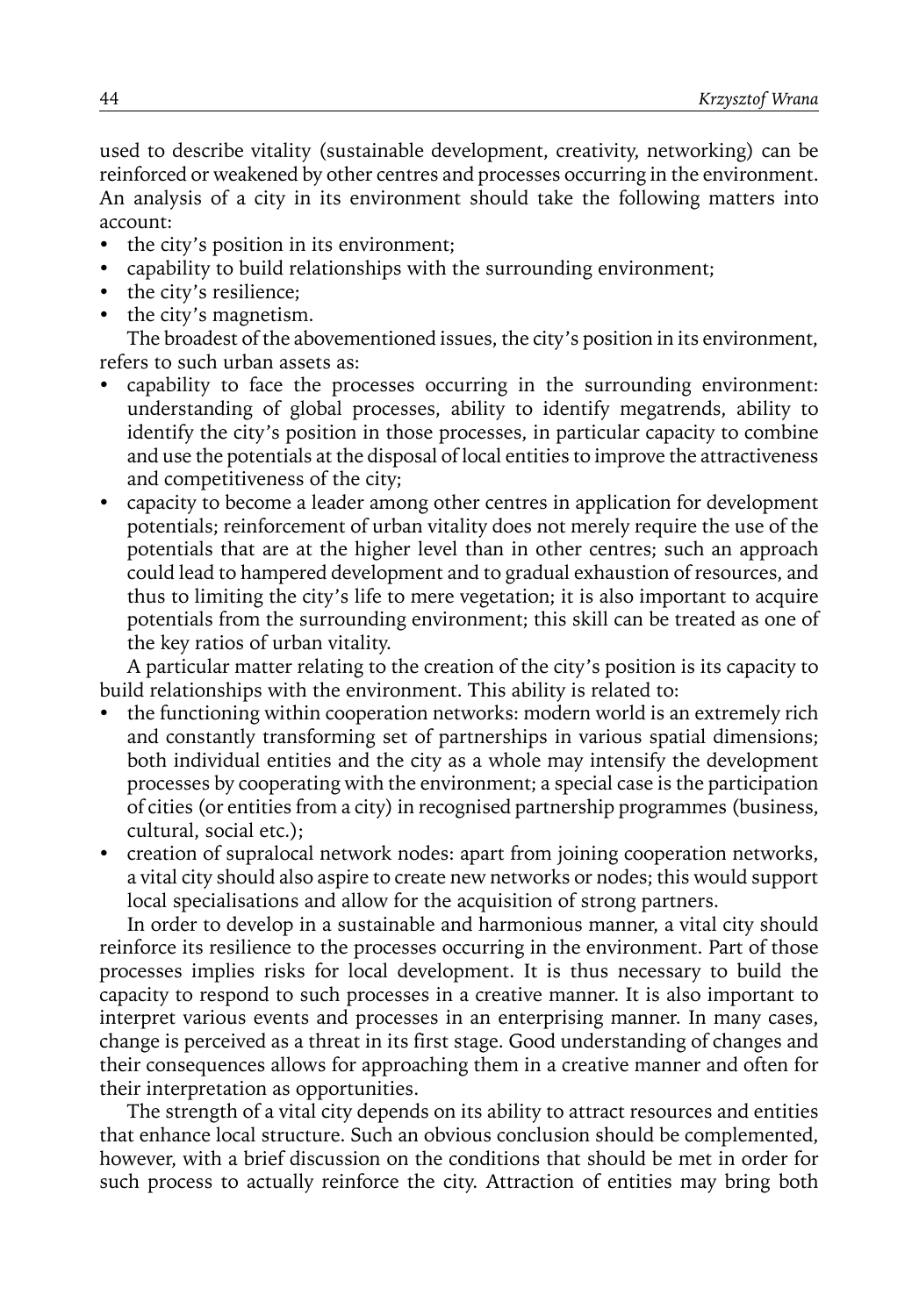used to describe vitality (sustainable development, creativity, networking) can be reinforced or weakened by other centres and processes occurring in the environment. An analysis of a city in its environment should take the following matters into account:

- the city's position in its environment;
- capability to build relationships with the surrounding environment;
- the city's resilience;
- the city's magnetism.

The broadest of the abovementioned issues, the city's position in its environment, refers to such urban assets as:

- capability to face the processes occurring in the surrounding environment: understanding of global processes, ability to identify megatrends, ability to identify the city's position in those processes, in particular capacity to combine and use the potentials at the disposal of local entities to improve the attractiveness and competitiveness of the city;
- capacity to become a leader among other centres in application for development potentials; reinforcement of urban vitality does not merely require the use of the potentials that are at the higher level than in other centres; such an approach could lead to hampered development and to gradual exhaustion of resources, and thus to limiting the city's life to mere vegetation; it is also important to acquire potentials from the surrounding environment; this skill can be treated as one of the key ratios of urban vitality.

A particular matter relating to the creation of the city's position is its capacity to build relationships with the environment. This ability is related to:

- the functioning within cooperation networks: modern world is an extremely rich and constantly transforming set of partnerships in various spatial dimensions; both individual entities and the city as a whole may intensify the development processes by cooperating with the environment; a special case is the participation of cities (or entities from a city) in recognised partnership programmes (business, cultural, social etc.);
- creation of supralocal network nodes: apart from joining cooperation networks, a vital city should also aspire to create new networks or nodes; this would support local specialisations and allow for the acquisition of strong partners.

In order to develop in a sustainable and harmonious manner, a vital city should reinforce its resilience to the processes occurring in the environment. Part of those processes implies risks for local development. It is thus necessary to build the capacity to respond to such processes in a creative manner. It is also important to interpret various events and processes in an enterprising manner. In many cases, change is perceived as a threat in its first stage. Good understanding of changes and their consequences allows for approaching them in a creative manner and often for their interpretation as opportunities.

The strength of a vital city depends on its ability to attract resources and entities that enhance local structure. Such an obvious conclusion should be complemented, however, with a brief discussion on the conditions that should be met in order for such process to actually reinforce the city. Attraction of entities may bring both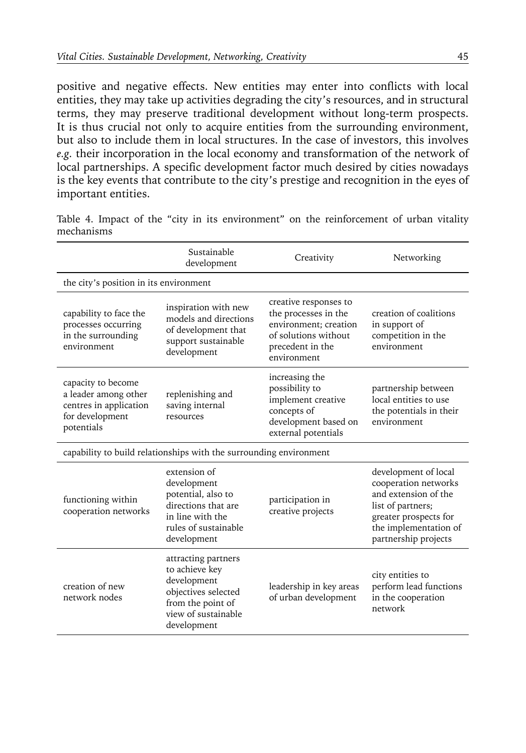positive and negative effects. New entities may enter into conflicts with local entities, they may take up activities degrading the city's resources, and in structural terms, they may preserve traditional development without long-term prospects. It is thus crucial not only to acquire entities from the surrounding environment, but also to include them in local structures. In the case of investors, this involves *e.g.* their incorporation in the local economy and transformation of the network of local partnerships. A specific development factor much desired by cities nowadays is the key events that contribute to the city's prestige and recognition in the eyes of important entities.

Table 4. Impact of the "city in its environment" on the reinforcement of urban vitality mechanisms

| | Sustainable development | Creativity | Networking |
|---|---|---|---|
| the city's position in its environment | | | |
| capability to face the processes occurring in the surrounding environment | inspiration with new models and directions of development that support sustainable development | creative responses to the processes in the environment; creation of solutions without precedent in the environment | creation of coalitions in support of competition in the environment |
| capacity to become a leader among other centres in application for development potentials | replenishing and saving internal resources | increasing the possibility to implement creative concepts of development based on external potentials | partnership between local entities to use the potentials in their environment |
| capability to build relationships with the surrounding environment | | | |
| functioning within cooperation networks | extension of development potential, also to directions that are in line with the rules of sustainable development | participation in creative projects | development of local cooperation networks and extension of the list of partners; greater prospects for the implementation of partnership projects |
| creation of new network nodes | attracting partners to achieve key development objectives selected from the point of view of sustainable development | leadership in key areas of urban development | city entities to perform lead functions in the cooperation network |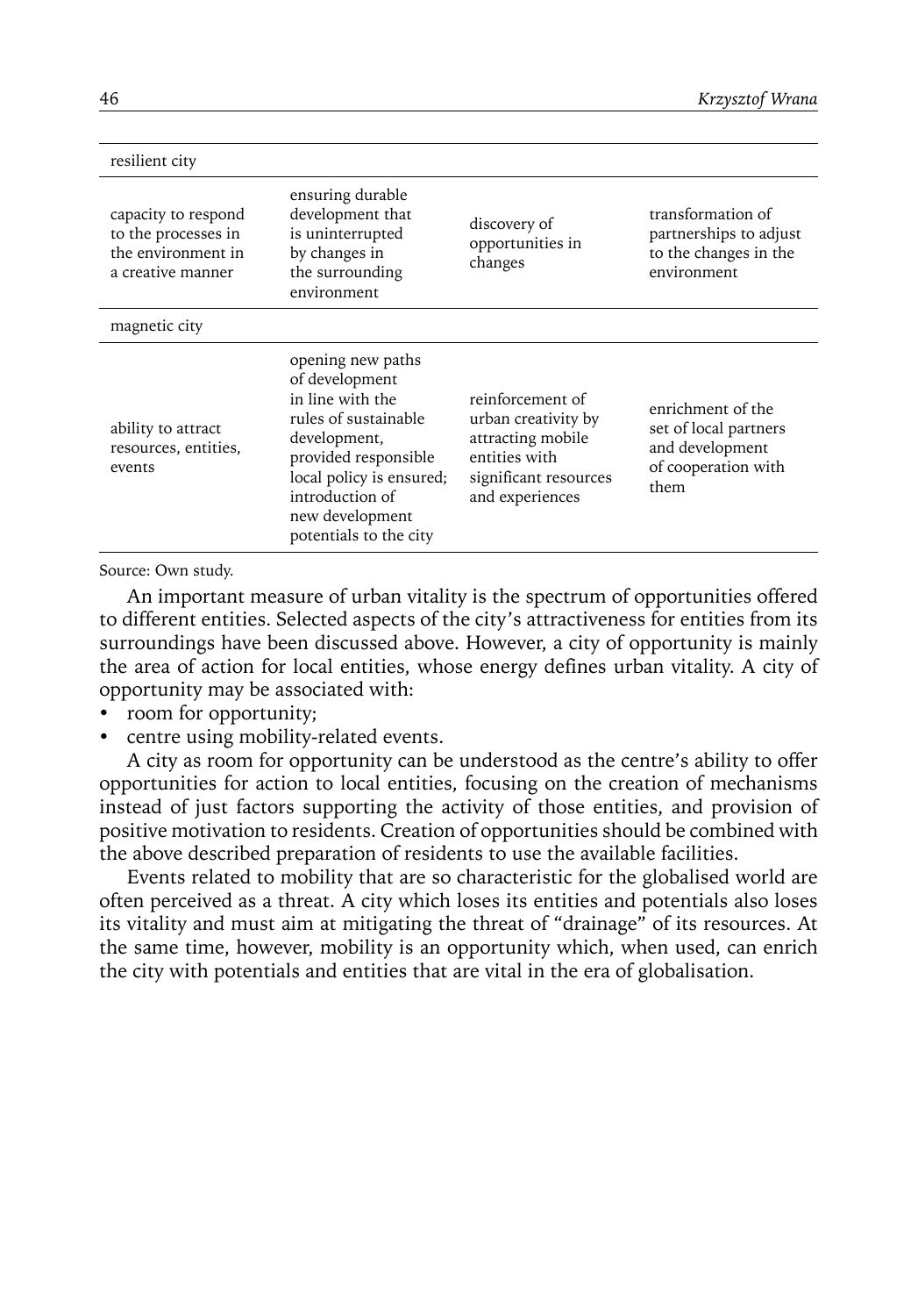| resilient city | | | |
|---|---|---|---|
| capacity to respond to the processes in the environment in a creative manner | ensuring durable development that is uninterrupted by changes in the surrounding environment | discovery of opportunities in changes | transformation of partnerships to adjust to the changes in the environment |
| magnetic city | | | |
| ability to attract resources, entities, events | opening new paths of development in line with the rules of sustainable development, provided responsible local policy is ensured; introduction of new development potentials to the city | reinforcement of urban creativity by attracting mobile entities with significant resources and experiences | enrichment of the set of local partners and development of cooperation with them |

Source: Own study.

An important measure of urban vitality is the spectrum of opportunities offered to different entities. Selected aspects of the city's attractiveness for entities from its surroundings have been discussed above. However, a city of opportunity is mainly the area of action for local entities, whose energy defines urban vitality. A city of opportunity may be associated with:

- room for opportunity;
- centre using mobility-related events.

A city as room for opportunity can be understood as the centre's ability to offer opportunities for action to local entities, focusing on the creation of mechanisms instead of just factors supporting the activity of those entities, and provision of positive motivation to residents. Creation of opportunities should be combined with the above described preparation of residents to use the available facilities.

Events related to mobility that are so characteristic for the globalised world are often perceived as a threat. A city which loses its entities and potentials also loses its vitality and must aim at mitigating the threat of "drainage" of its resources. At the same time, however, mobility is an opportunity which, when used, can enrich the city with potentials and entities that are vital in the era of globalisation.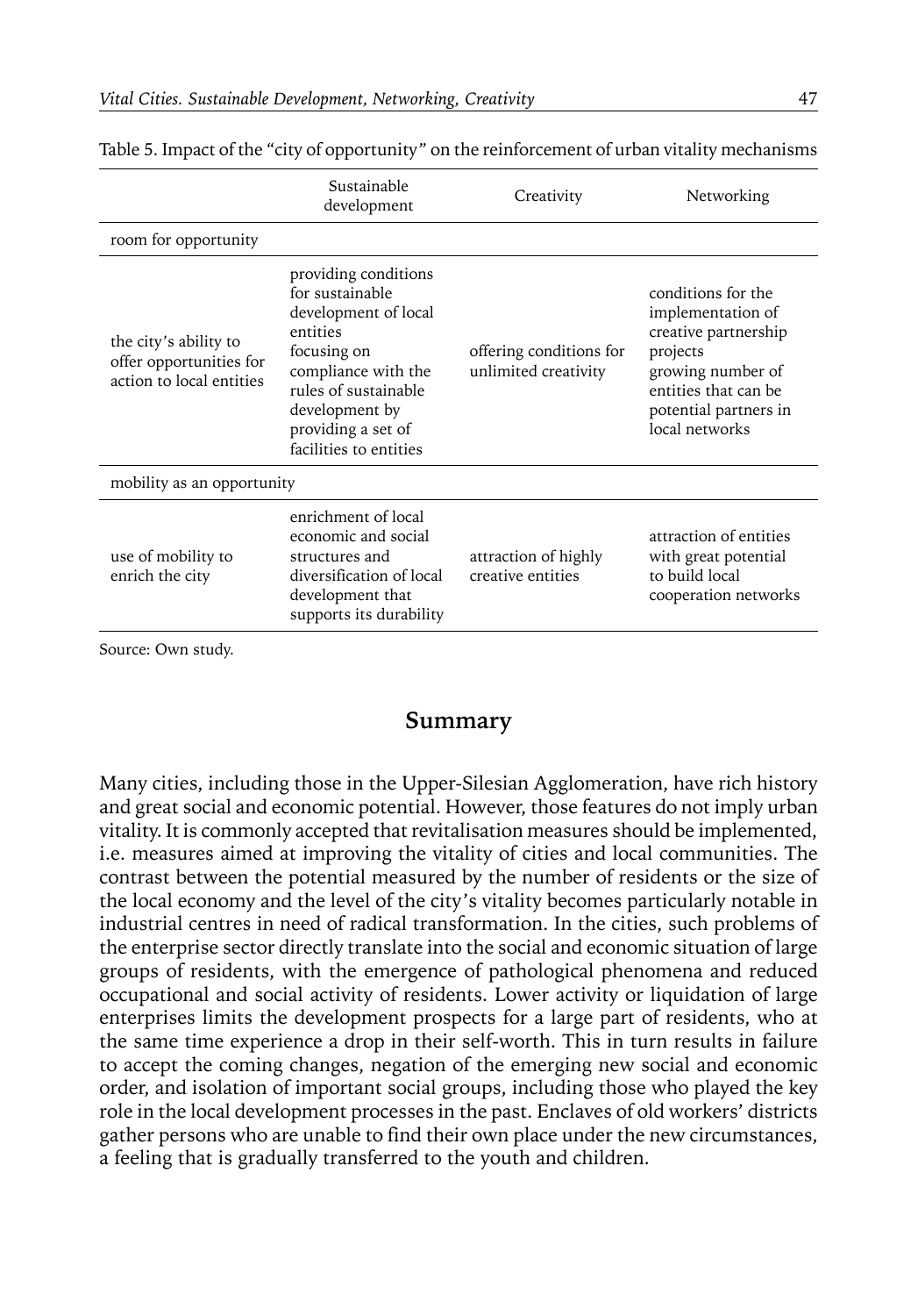Table 5. Impact of the "city of opportunity" on the reinforcement of urban vitality mechanisms

| | Sustainable development | Creativity | Networking |
|---|---|---|---|
| room for opportunity | | | |
| the city's ability to offer opportunities for action to local entities | providing conditions for sustainable development of local entities focusing on compliance with the rules of sustainable development by providing a set of facilities to entities | offering conditions for unlimited creativity | conditions for the implementation of creative partnership projects growing number of entities that can be potential partners in local networks |
| mobility as an opportunity | | | |
| use of mobility to enrich the city | enrichment of local economic and social structures and diversification of local development that supports its durability | attraction of highly creative entities | attraction of entities with great potential to build local cooperation networks |

Source: Own study.

## Summary

Many cities, including those in the Upper-Silesian Agglomeration, have rich history and great social and economic potential. However, those features do not imply urban vitality. It is commonly accepted that revitalisation measures should be implemented, i.e. measures aimed at improving the vitality of cities and local communities. The contrast between the potential measured by the number of residents or the size of the local economy and the level of the city's vitality becomes particularly notable in industrial centres in need of radical transformation. In the cities, such problems of the enterprise sector directly translate into the social and economic situation of large groups of residents, with the emergence of pathological phenomena and reduced occupational and social activity of residents. Lower activity or liquidation of large enterprises limits the development prospects for a large part of residents, who at the same time experience a drop in their self-worth. This in turn results in failure to accept the coming changes, negation of the emerging new social and economic order, and isolation of important social groups, including those who played the key role in the local development processes in the past. Enclaves of old workers' districts gather persons who are unable to find their own place under the new circumstances, a feeling that is gradually transferred to the youth and children.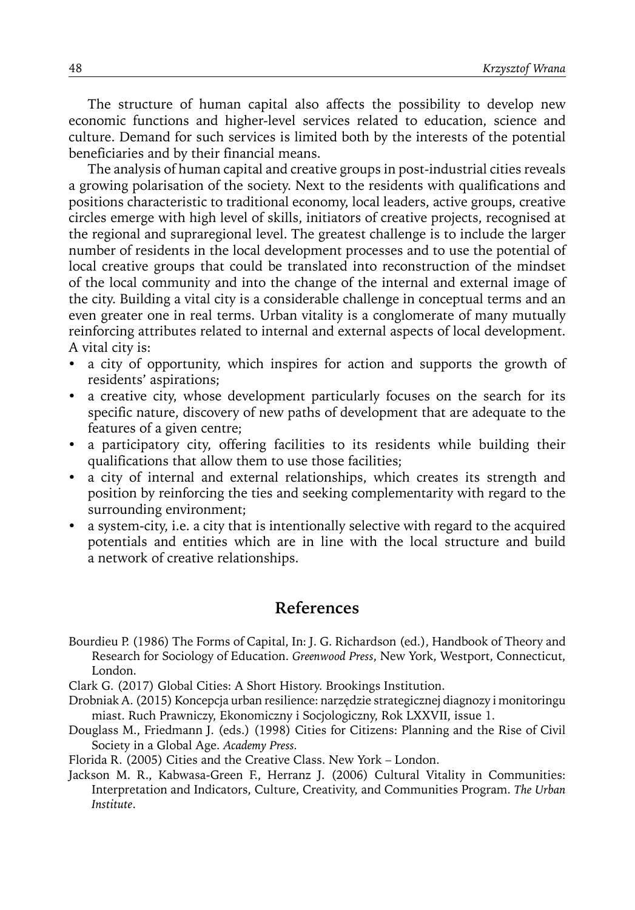The structure of human capital also affects the possibility to develop new economic functions and higher-level services related to education, science and culture. Demand for such services is limited both by the interests of the potential beneficiaries and by their financial means.

The analysis of human capital and creative groups in post-industrial cities reveals a growing polarisation of the society. Next to the residents with qualifications and positions characteristic to traditional economy, local leaders, active groups, creative circles emerge with high level of skills, initiators of creative projects, recognised at the regional and supraregional level. The greatest challenge is to include the larger number of residents in the local development processes and to use the potential of local creative groups that could be translated into reconstruction of the mindset of the local community and into the change of the internal and external image of the city. Building a vital city is a considerable challenge in conceptual terms and an even greater one in real terms. Urban vitality is a conglomerate of many mutually reinforcing attributes related to internal and external aspects of local development. A vital city is:

- a city of opportunity, which inspires for action and supports the growth of residents' aspirations;
- a creative city, whose development particularly focuses on the search for its specific nature, discovery of new paths of development that are adequate to the features of a given centre;
- a participatory city, offering facilities to its residents while building their qualifications that allow them to use those facilities;
- a city of internal and external relationships, which creates its strength and position by reinforcing the ties and seeking complementarity with regard to the surrounding environment;
- a system-city, i.e. a city that is intentionally selective with regard to the acquired potentials and entities which are in line with the local structure and build a network of creative relationships.

## References

Bourdieu P. (1986) The Forms of Capital, In: J. G. Richardson (ed.), Handbook of Theory and Research for Sociology of Education. *Greenwood Press*, New York, Westport, Connecticut, London.

Clark G. (2017) Global Cities: A Short History. Brookings Institution.

Drobniak A. (2015) Koncepcja urban resilience: narzędzie strategicznej diagnozy i monitoringu miast. Ruch Prawniczy, Ekonomiczny i Socjologiczny, Rok LXXVII, issue 1.

Douglass M., Friedmann J. (eds.) (1998) Cities for Citizens: Planning and the Rise of Civil Society in a Global Age. *Academy Press*.

Florida R. (2005) Cities and the Creative Class. New York – London.

Jackson M. R., Kabwasa-Green F., Herranz J. (2006) Cultural Vitality in Communities: Interpretation and Indicators, Culture, Creativity, and Communities Program. *The Urban Institute*.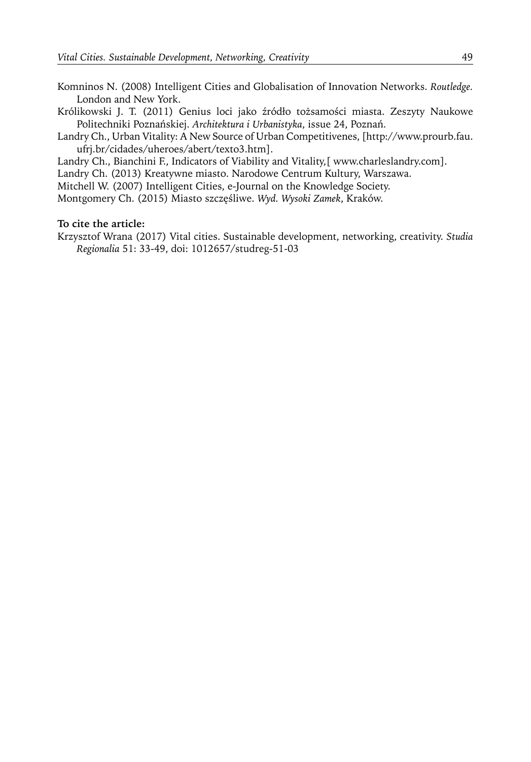Komninos N. (2008) Intelligent Cities and Globalisation of Innovation Networks. *Routledge*. London and New York.

Królikowski J. T. (2011) Genius loci jako źródło tożsamości miasta. Zeszyty Naukowe Politechniki Poznańskiej. *Architektura i Urbanistyka*, issue 24, Poznań.

Landry Ch., Urban Vitality: A New Source of Urban Competitivenes, [http://www.prourb.fau.ufrj.br/cidades/uheroes/abert/texto3.htm].

Landry Ch., Bianchini F., Indicators of Viability and Vitality,[ www.charleslandry.com].

Landry Ch. (2013) Kreatywne miasto. Narodowe Centrum Kultury, Warszawa.

Mitchell W. (2007) Intelligent Cities, e-Journal on the Knowledge Society.

Montgomery Ch. (2015) Miasto szczęśliwe. *Wyd. Wysoki Zamek*, Kraków.

**To cite the article:**

Krzysztof Wrana (2017) Vital cities. Sustainable development, networking, creativity. *Studia Regionalia* 51: 33-49, doi: 1012657/studreg-51-03